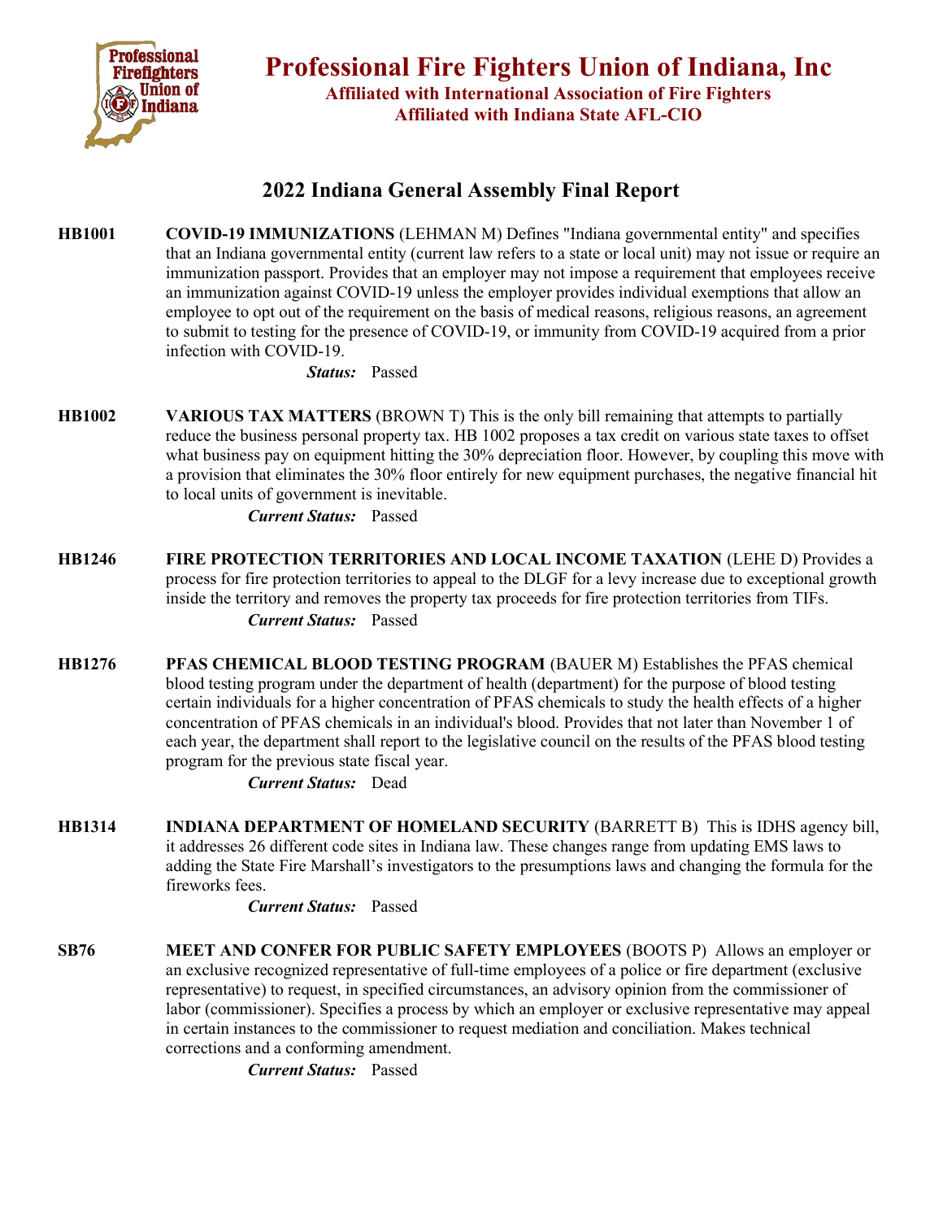# Professional Fire Fighters Union of Indiana, Inc

**Affiliated with International Association of Fire Fighters**
**Affiliated with Indiana State AFL-CIO**

## 2022 Indiana General Assembly Final Report

**HB1001** **COVID-19 IMMUNIZATIONS** (LEHMAN M) Defines "Indiana governmental entity" and specifies that an Indiana governmental entity (current law refers to a state or local unit) may not issue or require an immunization passport. Provides that an employer may not impose a requirement that employees receive an immunization against COVID-19 unless the employer provides individual exemptions that allow an employee to opt out of the requirement on the basis of medical reasons, religious reasons, an agreement to submit to testing for the presence of COVID-19, or immunity from COVID-19 acquired from a prior infection with COVID-19.

***Status:*** Passed

**HB1002** **VARIOUS TAX MATTERS** (BROWN T) This is the only bill remaining that attempts to partially reduce the business personal property tax. HB 1002 proposes a tax credit on various state taxes to offset what business pay on equipment hitting the 30% depreciation floor. However, by coupling this move with a provision that eliminates the 30% floor entirely for new equipment purchases, the negative financial hit to local units of government is inevitable.

***Current Status:*** Passed

**HB1246** **FIRE PROTECTION TERRITORIES AND LOCAL INCOME TAXATION** (LEHE D) Provides a process for fire protection territories to appeal to the DLGF for a levy increase due to exceptional growth inside the territory and removes the property tax proceeds for fire protection territories from TIFs.

***Current Status:*** Passed

**HB1276** **PFAS CHEMICAL BLOOD TESTING PROGRAM** (BAUER M) Establishes the PFAS chemical blood testing program under the department of health (department) for the purpose of blood testing certain individuals for a higher concentration of PFAS chemicals to study the health effects of a higher concentration of PFAS chemicals in an individual's blood. Provides that not later than November 1 of each year, the department shall report to the legislative council on the results of the PFAS blood testing program for the previous state fiscal year.

***Current Status:*** Dead

**HB1314** **INDIANA DEPARTMENT OF HOMELAND SECURITY** (BARRETT B) This is IDHS agency bill, it addresses 26 different code sites in Indiana law. These changes range from updating EMS laws to adding the State Fire Marshall's investigators to the presumptions laws and changing the formula for the fireworks fees.

***Current Status:*** Passed

**SB76** **MEET AND CONFER FOR PUBLIC SAFETY EMPLOYEES** (BOOTS P) Allows an employer or an exclusive recognized representative of full-time employees of a police or fire department (exclusive representative) to request, in specified circumstances, an advisory opinion from the commissioner of labor (commissioner). Specifies a process by which an employer or exclusive representative may appeal in certain instances to the commissioner to request mediation and conciliation. Makes technical corrections and a conforming amendment.

***Current Status:*** Passed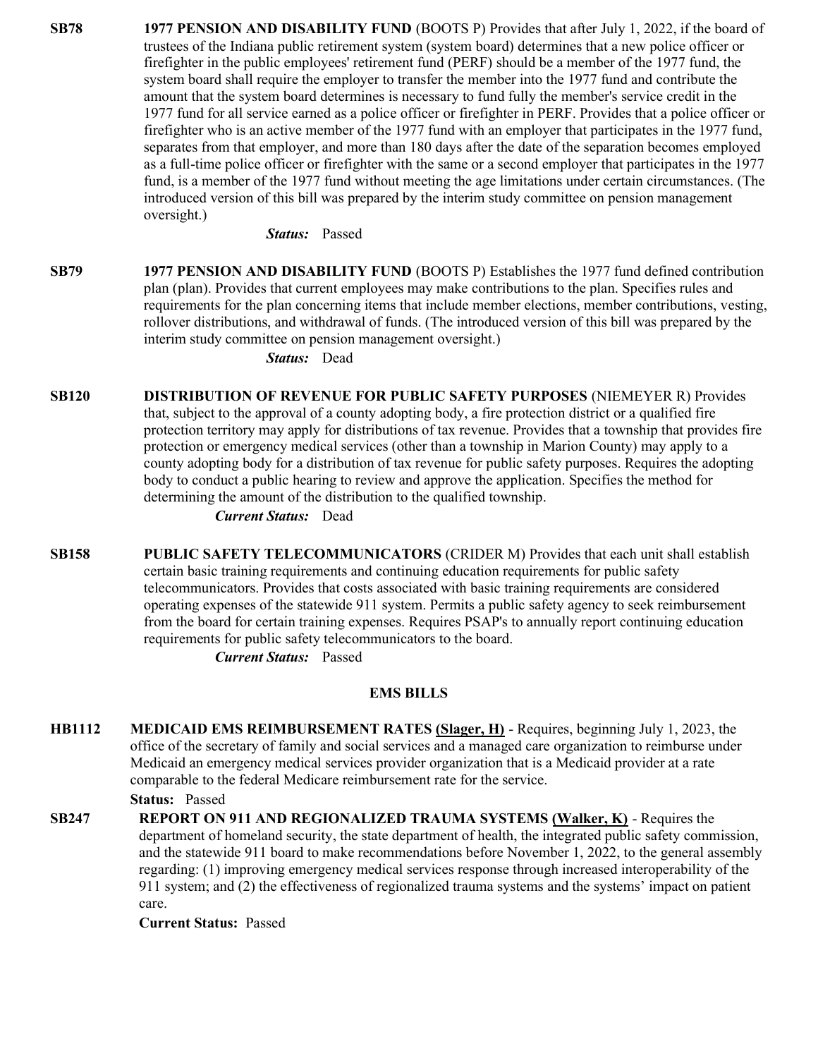**SB78** **1977 PENSION AND DISABILITY FUND** (BOOTS P) Provides that after July 1, 2022, if the board of trustees of the Indiana public retirement system (system board) determines that a new police officer or firefighter in the public employees' retirement fund (PERF) should be a member of the 1977 fund, the system board shall require the employer to transfer the member into the 1977 fund and contribute the amount that the system board determines is necessary to fund fully the member's service credit in the 1977 fund for all service earned as a police officer or firefighter in PERF. Provides that a police officer or firefighter who is an active member of the 1977 fund with an employer that participates in the 1977 fund, separates from that employer, and more than 180 days after the date of the separation becomes employed as a full-time police officer or firefighter with the same or a second employer that participates in the 1977 fund, is a member of the 1977 fund without meeting the age limitations under certain circumstances. (The introduced version of this bill was prepared by the interim study committee on pension management oversight.)

***Status:*** Passed

**SB79** **1977 PENSION AND DISABILITY FUND** (BOOTS P) Establishes the 1977 fund defined contribution plan (plan). Provides that current employees may make contributions to the plan. Specifies rules and requirements for the plan concerning items that include member elections, member contributions, vesting, rollover distributions, and withdrawal of funds. (The introduced version of this bill was prepared by the interim study committee on pension management oversight.)

***Status:*** Dead

**SB120** **DISTRIBUTION OF REVENUE FOR PUBLIC SAFETY PURPOSES** (NIEMEYER R) Provides that, subject to the approval of a county adopting body, a fire protection district or a qualified fire protection territory may apply for distributions of tax revenue. Provides that a township that provides fire protection or emergency medical services (other than a township in Marion County) may apply to a county adopting body for a distribution of tax revenue for public safety purposes. Requires the adopting body to conduct a public hearing to review and approve the application. Specifies the method for determining the amount of the distribution to the qualified township.

***Current Status:*** Dead

**SB158** **PUBLIC SAFETY TELECOMMUNICATORS** (CRIDER M) Provides that each unit shall establish certain basic training requirements and continuing education requirements for public safety telecommunicators. Provides that costs associated with basic training requirements are considered operating expenses of the statewide 911 system. Permits a public safety agency to seek reimbursement from the board for certain training expenses. Requires PSAP's to annually report continuing education requirements for public safety telecommunicators to the board.

***Current Status:*** Passed

## EMS BILLS

**HB1112** **MEDICAID EMS REIMBURSEMENT RATES** **(Slager, H)** - Requires, beginning July 1, 2023, the office of the secretary of family and social services and a managed care organization to reimburse under Medicaid an emergency medical services provider organization that is a Medicaid provider at a rate comparable to the federal Medicare reimbursement rate for the service.

**Status:** Passed

**SB247** **REPORT ON 911 AND REGIONALIZED TRAUMA SYSTEMS** **(Walker, K)** - Requires the department of homeland security, the state department of health, the integrated public safety commission, and the statewide 911 board to make recommendations before November 1, 2022, to the general assembly regarding: (1) improving emergency medical services response through increased interoperability of the 911 system; and (2) the effectiveness of regionalized trauma systems and the systems' impact on patient care.

**Current Status:** Passed